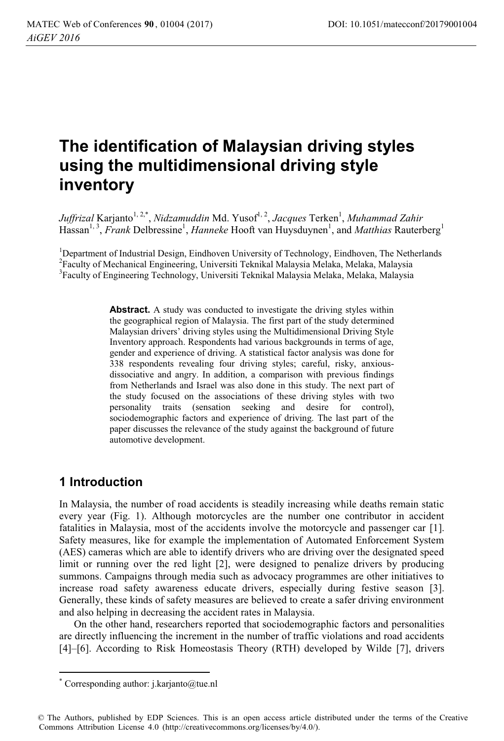# The identification of Malaysian driving styles using the multidimensional driving style inventory

*Juffrizal* Karjanto[1, 2,*], *Nidzamuddin* Md. Yusof[1, 2], *Jacques* Terken[1], *Muhammad Zahir* Hassan[1, 3], *Frank* Delbressine[1], *Hanneke* Hooft van Huysduynen[1], and *Matthias* Rauterberg[1]

[1]Department of Industrial Design, Eindhoven University of Technology, Eindhoven, The Netherlands
[2]Faculty of Mechanical Engineering, Universiti Teknikal Malaysia Melaka, Melaka, Malaysia
[3]Faculty of Engineering Technology, Universiti Teknikal Malaysia Melaka, Melaka, Malaysia

**Abstract.** A study was conducted to investigate the driving styles within the geographical region of Malaysia. The first part of the study determined Malaysian drivers' driving styles using the Multidimensional Driving Style Inventory approach. Respondents had various backgrounds in terms of age, gender and experience of driving. A statistical factor analysis was done for 338 respondents revealing four driving styles; careful, risky, anxious-dissociative and angry. In addition, a comparison with previous findings from Netherlands and Israel was also done in this study. The next part of the study focused on the associations of these driving styles with two personality traits (sensation seeking and desire for control), sociodemographic factors and experience of driving. The last part of the paper discusses the relevance of the study against the background of future automotive development.

## 1 Introduction

In Malaysia, the number of road accidents is steadily increasing while deaths remain static every year (Fig. 1). Although motorcycles are the number one contributor in accident fatalities in Malaysia, most of the accidents involve the motorcycle and passenger car [1]. Safety measures, like for example the implementation of Automated Enforcement System (AES) cameras which are able to identify drivers who are driving over the designated speed limit or running over the red light [2], were designed to penalize drivers by producing summons. Campaigns through media such as advocacy programmes are other initiatives to increase road safety awareness educate drivers, especially during festive season [3]. Generally, these kinds of safety measures are believed to create a safer driving environment and also helping in decreasing the accident rates in Malaysia.

On the other hand, researchers reported that sociodemographic factors and personalities are directly influencing the increment in the number of traffic violations and road accidents [4]–[6]. According to Risk Homeostasis Theory (RTH) developed by Wilde [7], drivers

---

* Corresponding author: j.karjanto@tue.nl

© The Authors, published by EDP Sciences. This is an open access article distributed under the terms of the Creative Commons Attribution License 4.0 (http://creativecommons.org/licenses/by/4.0/).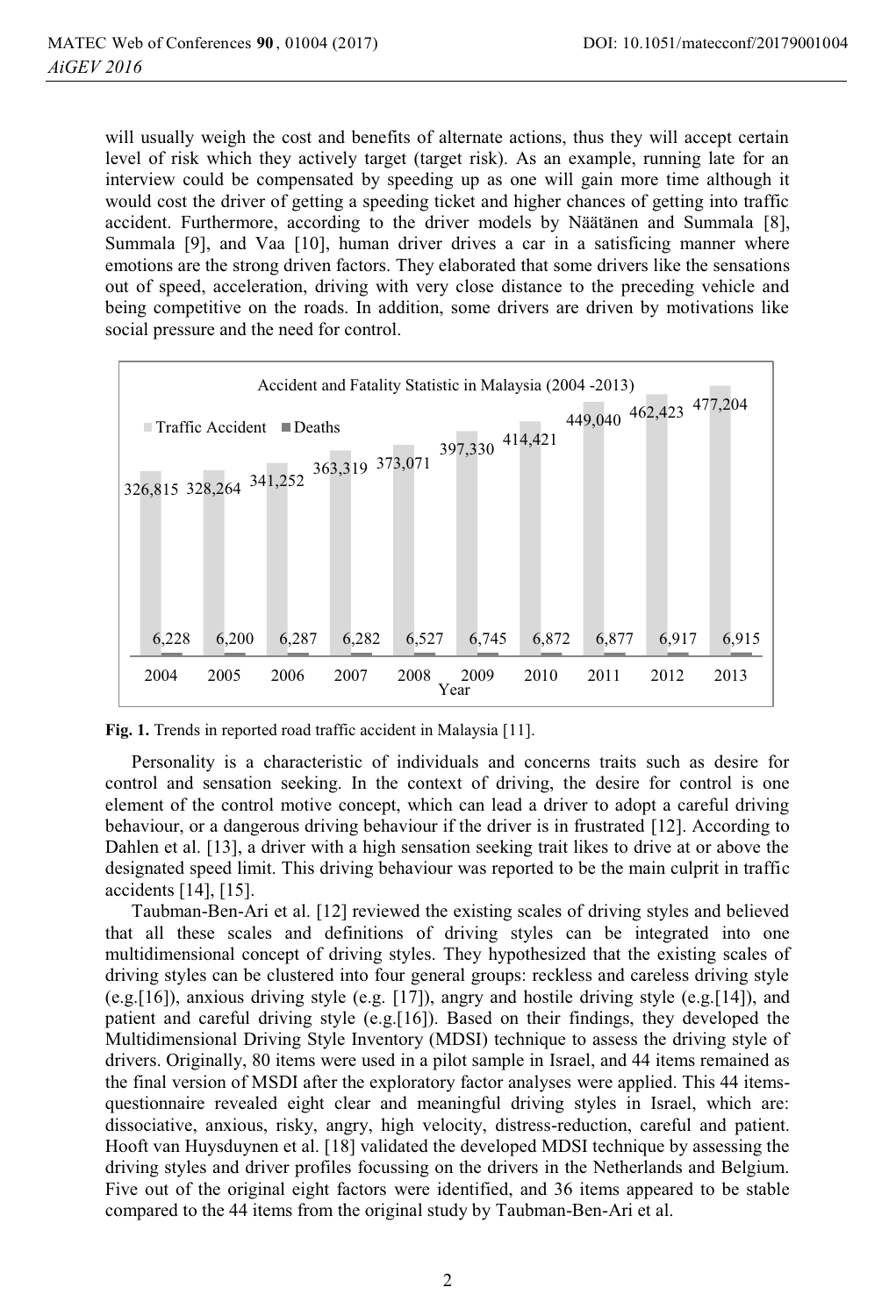will usually weigh the cost and benefits of alternate actions, thus they will accept certain level of risk which they actively target (target risk). As an example, running late for an interview could be compensated by speeding up as one will gain more time although it would cost the driver of getting a speeding ticket and higher chances of getting into traffic accident. Furthermore, according to the driver models by Näätänen and Summala [8], Summala [9], and Vaa [10], human driver drives a car in a satisficing manner where emotions are the strong driven factors. They elaborated that some drivers like the sensations out of speed, acceleration, driving with very close distance to the preceding vehicle and being competitive on the roads. In addition, some drivers are driven by motivations like social pressure and the need for control.

Accident and Fatality Statistic in Malaysia (2004 -2013)

| Year | Traffic Accident | Deaths |
|---|---|---|
| 2004 | 326,815 | 6,228 |
| 2005 | 328,264 | 6,200 |
| 2006 | 341,252 | 6,287 |
| 2007 | 363,319 | 6,282 |
| 2008 | 373,071 | 6,527 |
| 2009 | 397,330 | 6,745 |
| 2010 | 414,421 | 6,872 |
| 2011 | 449,040 | 6,877 |
| 2012 | 462,423 | 6,917 |
| 2013 | 477,204 | 6,915 |

**Fig. 1.** Trends in reported road traffic accident in Malaysia [11].

Personality is a characteristic of individuals and concerns traits such as desire for control and sensation seeking. In the context of driving, the desire for control is one element of the control motive concept, which can lead a driver to adopt a careful driving behaviour, or a dangerous driving behaviour if the driver is in frustrated [12]. According to Dahlen et al. [13], a driver with a high sensation seeking trait likes to drive at or above the designated speed limit. This driving behaviour was reported to be the main culprit in traffic accidents [14], [15].

Taubman-Ben-Ari et al. [12] reviewed the existing scales of driving styles and believed that all these scales and definitions of driving styles can be integrated into one multidimensional concept of driving styles. They hypothesized that the existing scales of driving styles can be clustered into four general groups: reckless and careless driving style (e.g.[16]), anxious driving style (e.g. [17]), angry and hostile driving style (e.g.[14]), and patient and careful driving style (e.g.[16]). Based on their findings, they developed the Multidimensional Driving Style Inventory (MDSI) technique to assess the driving style of drivers. Originally, 80 items were used in a pilot sample in Israel, and 44 items remained as the final version of MSDI after the exploratory factor analyses were applied. This 44 items-questionnaire revealed eight clear and meaningful driving styles in Israel, which are: dissociative, anxious, risky, angry, high velocity, distress-reduction, careful and patient. Hooft van Huysduynen et al. [18] validated the developed MDSI technique by assessing the driving styles and driver profiles focussing on the drivers in the Netherlands and Belgium. Five out of the original eight factors were identified, and 36 items appeared to be stable compared to the 44 items from the original study by Taubman-Ben-Ari et al.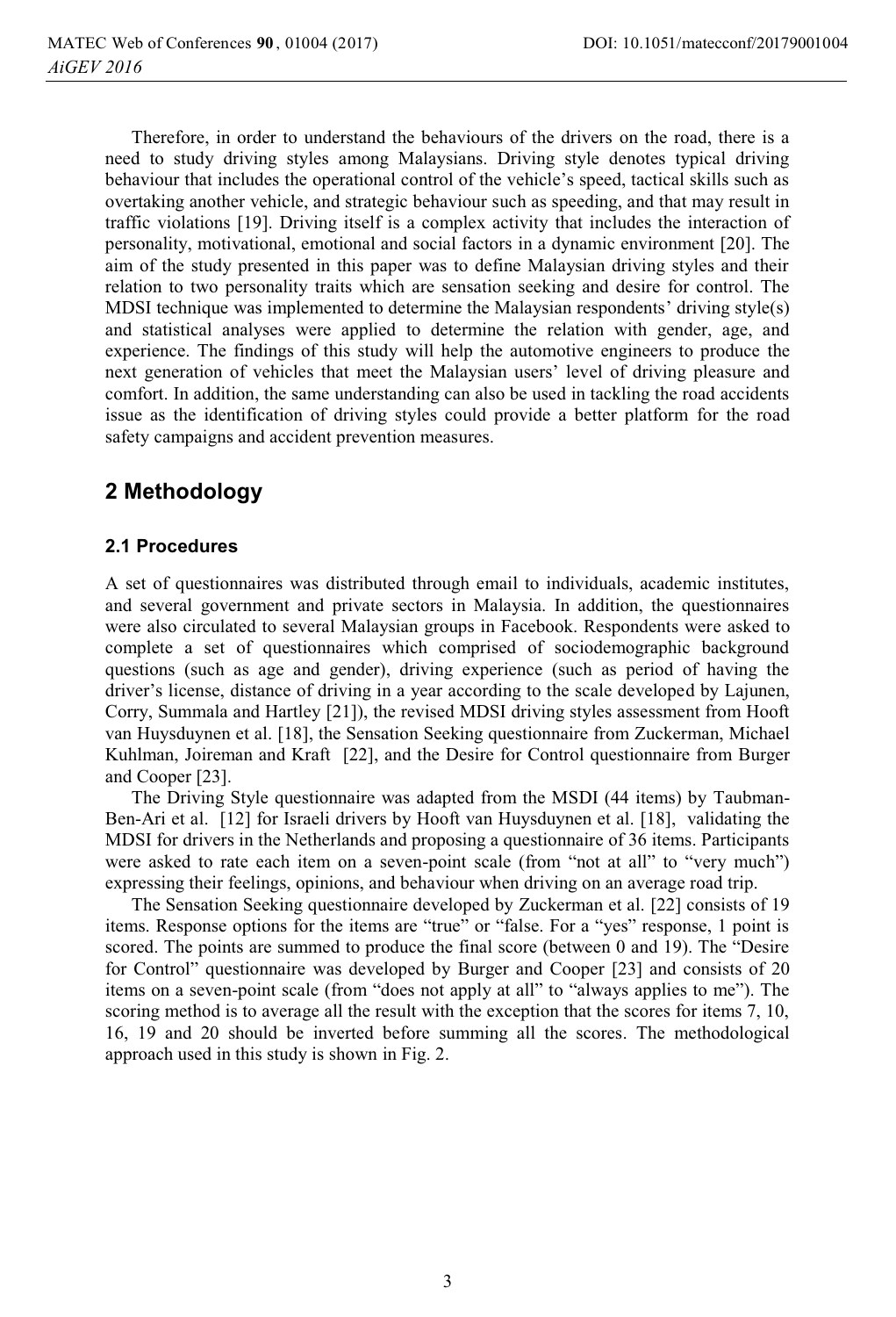Therefore, in order to understand the behaviours of the drivers on the road, there is a need to study driving styles among Malaysians. Driving style denotes typical driving behaviour that includes the operational control of the vehicle's speed, tactical skills such as overtaking another vehicle, and strategic behaviour such as speeding, and that may result in traffic violations [19]. Driving itself is a complex activity that includes the interaction of personality, motivational, emotional and social factors in a dynamic environment [20]. The aim of the study presented in this paper was to define Malaysian driving styles and their relation to two personality traits which are sensation seeking and desire for control. The MDSI technique was implemented to determine the Malaysian respondents' driving style(s) and statistical analyses were applied to determine the relation with gender, age, and experience. The findings of this study will help the automotive engineers to produce the next generation of vehicles that meet the Malaysian users' level of driving pleasure and comfort. In addition, the same understanding can also be used in tackling the road accidents issue as the identification of driving styles could provide a better platform for the road safety campaigns and accident prevention measures.

## 2 Methodology

### 2.1 Procedures

A set of questionnaires was distributed through email to individuals, academic institutes, and several government and private sectors in Malaysia. In addition, the questionnaires were also circulated to several Malaysian groups in Facebook. Respondents were asked to complete a set of questionnaires which comprised of sociodemographic background questions (such as age and gender), driving experience (such as period of having the driver's license, distance of driving in a year according to the scale developed by Lajunen, Corry, Summala and Hartley [21]), the revised MDSI driving styles assessment from Hooft van Huysduynen et al. [18], the Sensation Seeking questionnaire from Zuckerman, Michael Kuhlman, Joireman and Kraft [22], and the Desire for Control questionnaire from Burger and Cooper [23].

The Driving Style questionnaire was adapted from the MSDI (44 items) by Taubman-Ben-Ari et al. [12] for Israeli drivers by Hooft van Huysduynen et al. [18], validating the MDSI for drivers in the Netherlands and proposing a questionnaire of 36 items. Participants were asked to rate each item on a seven-point scale (from "not at all" to "very much") expressing their feelings, opinions, and behaviour when driving on an average road trip.

The Sensation Seeking questionnaire developed by Zuckerman et al. [22] consists of 19 items. Response options for the items are "true" or "false. For a "yes" response, 1 point is scored. The points are summed to produce the final score (between 0 and 19). The "Desire for Control" questionnaire was developed by Burger and Cooper [23] and consists of 20 items on a seven-point scale (from "does not apply at all" to "always applies to me"). The scoring method is to average all the result with the exception that the scores for items 7, 10, 16, 19 and 20 should be inverted before summing all the scores. The methodological approach used in this study is shown in Fig. 2.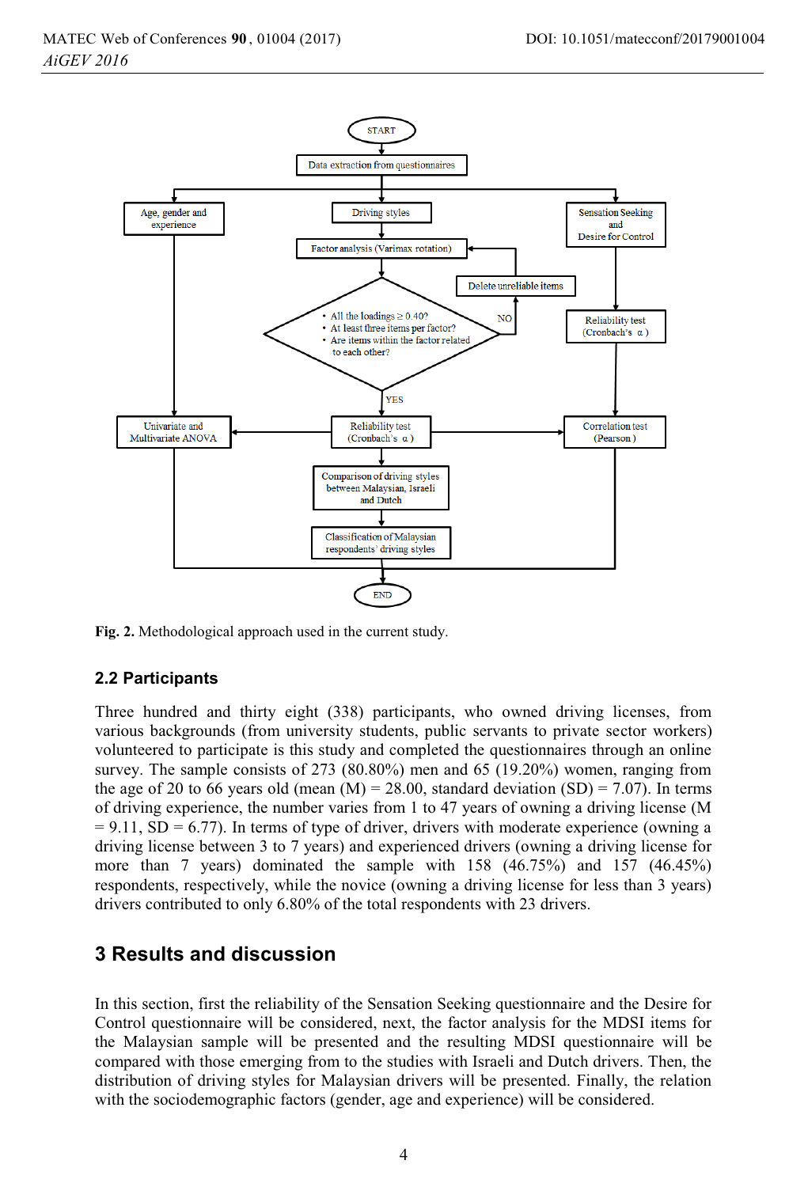Fig. 2. Methodological approach used in the current study.

### 2.2 Participants

Three hundred and thirty eight (338) participants, who owned driving licenses, from various backgrounds (from university students, public servants to private sector workers) volunteered to participate is this study and completed the questionnaires through an online survey. The sample consists of 273 (80.80%) men and 65 (19.20%) women, ranging from the age of 20 to 66 years old (mean (M) = 28.00, standard deviation (SD) = 7.07). In terms of driving experience, the number varies from 1 to 47 years of owning a driving license (M = 9.11, SD = 6.77). In terms of type of driver, drivers with moderate experience (owning a driving license between 3 to 7 years) and experienced drivers (owning a driving license for more than 7 years) dominated the sample with 158 (46.75%) and 157 (46.45%) respondents, respectively, while the novice (owning a driving license for less than 3 years) drivers contributed to only 6.80% of the total respondents with 23 drivers.

## 3 Results and discussion

In this section, first the reliability of the Sensation Seeking questionnaire and the Desire for Control questionnaire will be considered, next, the factor analysis for the MDSI items for the Malaysian sample will be presented and the resulting MDSI questionnaire will be compared with those emerging from to the studies with Israeli and Dutch drivers. Then, the distribution of driving styles for Malaysian drivers will be presented. Finally, the relation with the sociodemographic factors (gender, age and experience) will be considered.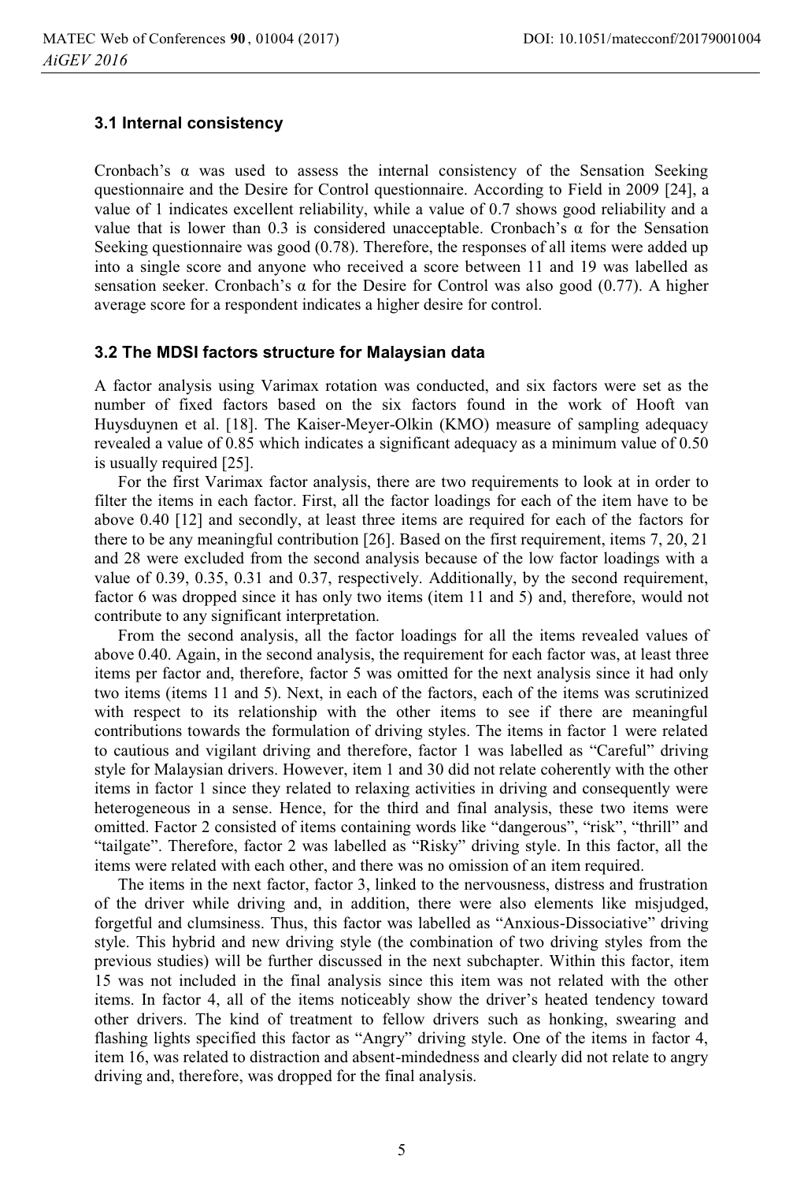### 3.1 Internal consistency

Cronbach's α was used to assess the internal consistency of the Sensation Seeking questionnaire and the Desire for Control questionnaire. According to Field in 2009 [24], a value of 1 indicates excellent reliability, while a value of 0.7 shows good reliability and a value that is lower than 0.3 is considered unacceptable. Cronbach's α for the Sensation Seeking questionnaire was good (0.78). Therefore, the responses of all items were added up into a single score and anyone who received a score between 11 and 19 was labelled as sensation seeker. Cronbach's α for the Desire for Control was also good (0.77). A higher average score for a respondent indicates a higher desire for control.

### 3.2 The MDSI factors structure for Malaysian data

A factor analysis using Varimax rotation was conducted, and six factors were set as the number of fixed factors based on the six factors found in the work of Hooft van Huysduynen et al. [18]. The Kaiser-Meyer-Olkin (KMO) measure of sampling adequacy revealed a value of 0.85 which indicates a significant adequacy as a minimum value of 0.50 is usually required [25].

For the first Varimax factor analysis, there are two requirements to look at in order to filter the items in each factor. First, all the factor loadings for each of the item have to be above 0.40 [12] and secondly, at least three items are required for each of the factors for there to be any meaningful contribution [26]. Based on the first requirement, items 7, 20, 21 and 28 were excluded from the second analysis because of the low factor loadings with a value of 0.39, 0.35, 0.31 and 0.37, respectively. Additionally, by the second requirement, factor 6 was dropped since it has only two items (item 11 and 5) and, therefore, would not contribute to any significant interpretation.

From the second analysis, all the factor loadings for all the items revealed values of above 0.40. Again, in the second analysis, the requirement for each factor was, at least three items per factor and, therefore, factor 5 was omitted for the next analysis since it had only two items (items 11 and 5). Next, in each of the factors, each of the items was scrutinized with respect to its relationship with the other items to see if there are meaningful contributions towards the formulation of driving styles. The items in factor 1 were related to cautious and vigilant driving and therefore, factor 1 was labelled as "Careful" driving style for Malaysian drivers. However, item 1 and 30 did not relate coherently with the other items in factor 1 since they related to relaxing activities in driving and consequently were heterogeneous in a sense. Hence, for the third and final analysis, these two items were omitted. Factor 2 consisted of items containing words like "dangerous", "risk", "thrill" and "tailgate". Therefore, factor 2 was labelled as "Risky" driving style. In this factor, all the items were related with each other, and there was no omission of an item required.

The items in the next factor, factor 3, linked to the nervousness, distress and frustration of the driver while driving and, in addition, there were also elements like misjudged, forgetful and clumsiness. Thus, this factor was labelled as "Anxious-Dissociative" driving style. This hybrid and new driving style (the combination of two driving styles from the previous studies) will be further discussed in the next subchapter. Within this factor, item 15 was not included in the final analysis since this item was not related with the other items. In factor 4, all of the items noticeably show the driver's heated tendency toward other drivers. The kind of treatment to fellow drivers such as honking, swearing and flashing lights specified this factor as "Angry" driving style. One of the items in factor 4, item 16, was related to distraction and absent-mindedness and clearly did not relate to angry driving and, therefore, was dropped for the final analysis.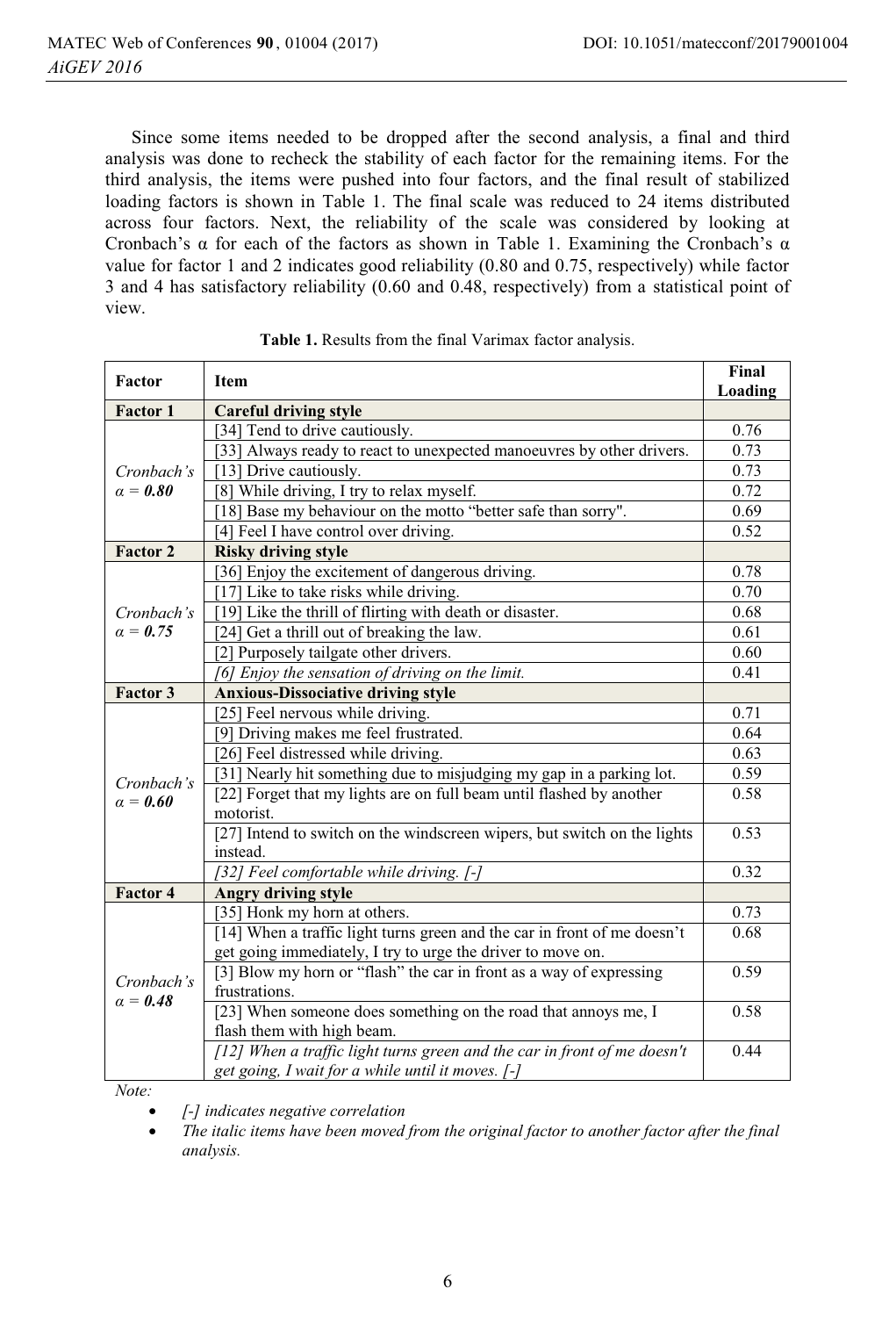Since some items needed to be dropped after the second analysis, a final and third analysis was done to recheck the stability of each factor for the remaining items. For the third analysis, the items were pushed into four factors, and the final result of stabilized loading factors is shown in Table 1. The final scale was reduced to 24 items distributed across four factors. Next, the reliability of the scale was considered by looking at Cronbach's α for each of the factors as shown in Table 1. Examining the Cronbach's α value for factor 1 and 2 indicates good reliability (0.80 and 0.75, respectively) while factor 3 and 4 has satisfactory reliability (0.60 and 0.48, respectively) from a statistical point of view.

**Table 1.** Results from the final Varimax factor analysis.

| Factor | Item | Final Loading |
|---|---|---|
| **Factor 1** | **Careful driving style** | |
| *Cronbach's α = **0.80*** | [34] Tend to drive cautiously. | 0.76 |
| | [33] Always ready to react to unexpected manoeuvres by other drivers. | 0.73 |
| | [13] Drive cautiously. | 0.73 |
| | [8] While driving, I try to relax myself. | 0.72 |
| | [18] Base my behaviour on the motto "better safe than sorry". | 0.69 |
| | [4] Feel I have control over driving. | 0.52 |
| **Factor 2** | **Risky driving style** | |
| *Cronbach's α = **0.75*** | [36] Enjoy the excitement of dangerous driving. | 0.78 |
| | [17] Like to take risks while driving. | 0.70 |
| | [19] Like the thrill of flirting with death or disaster. | 0.68 |
| | [24] Get a thrill out of breaking the law. | 0.61 |
| | [2] Purposely tailgate other drivers. | 0.60 |
| | *[6] Enjoy the sensation of driving on the limit.* | 0.41 |
| **Factor 3** | **Anxious-Dissociative driving style** | |
| *Cronbach's α = **0.60*** | [25] Feel nervous while driving. | 0.71 |
| | [9] Driving makes me feel frustrated. | 0.64 |
| | [26] Feel distressed while driving. | 0.63 |
| | [31] Nearly hit something due to misjudging my gap in a parking lot. | 0.59 |
| | [22] Forget that my lights are on full beam until flashed by another motorist. | 0.58 |
| | [27] Intend to switch on the windscreen wipers, but switch on the lights instead. | 0.53 |
| | *[32] Feel comfortable while driving. [-]* | 0.32 |
| **Factor 4** | **Angry driving style** | |
| *Cronbach's α = **0.48*** | [35] Honk my horn at others. | 0.73 |
| | [14] When a traffic light turns green and the car in front of me doesn't get going immediately, I try to urge the driver to move on. | 0.68 |
| | [3] Blow my horn or "flash" the car in front as a way of expressing frustrations. | 0.59 |
| | [23] When someone does something on the road that annoys me, I flash them with high beam. | 0.58 |
| | *[12] When a traffic light turns green and the car in front of me doesn't get going, I wait for a while until it moves. [-]* | 0.44 |

*Note:*

- *[-] indicates negative correlation*
- *The italic items have been moved from the original factor to another factor after the final analysis.*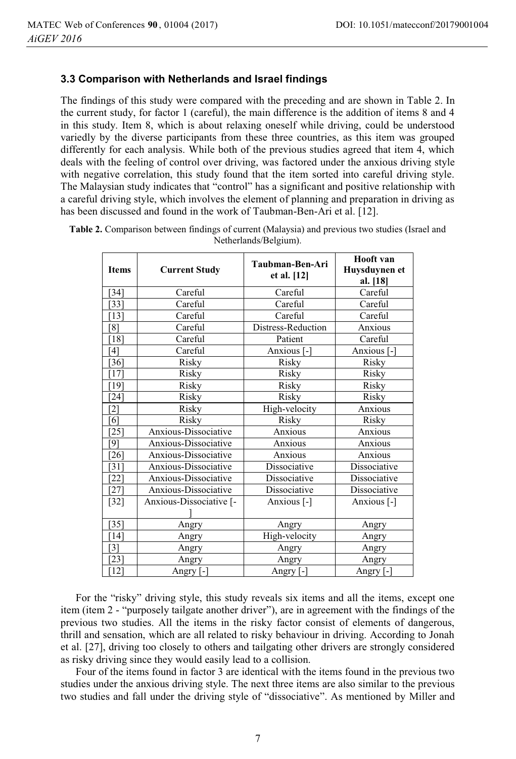### 3.3 Comparison with Netherlands and Israel findings

The findings of this study were compared with the preceding and are shown in Table 2. In the current study, for factor 1 (careful), the main difference is the addition of items 8 and 4 in this study. Item 8, which is about relaxing oneself while driving, could be understood variedly by the diverse participants from these three countries, as this item was grouped differently for each analysis. While both of the previous studies agreed that item 4, which deals with the feeling of control over driving, was factored under the anxious driving style with negative correlation, this study found that the item sorted into careful driving style. The Malaysian study indicates that "control" has a significant and positive relationship with a careful driving style, which involves the element of planning and preparation in driving as has been discussed and found in the work of Taubman-Ben-Ari et al. [12].

**Table 2.** Comparison between findings of current (Malaysia) and previous two studies (Israel and Netherlands/Belgium).

| Items | Current Study | Taubman-Ben-Ari et al. [12] | Hooft van Huysduynen et al. [18] |
|---|---|---|---|
| [34] | Careful | Careful | Careful |
| [33] | Careful | Careful | Careful |
| [13] | Careful | Careful | Careful |
| [8] | Careful | Distress-Reduction | Anxious |
| [18] | Careful | Patient | Careful |
| [4] | Careful | Anxious [-] | Anxious [-] |
| [36] | Risky | Risky | Risky |
| [17] | Risky | Risky | Risky |
| [19] | Risky | Risky | Risky |
| [24] | Risky | Risky | Risky |
| [2] | Risky | High-velocity | Anxious |
| [6] | Risky | Risky | Risky |
| [25] | Anxious-Dissociative | Anxious | Anxious |
| [9] | Anxious-Dissociative | Anxious | Anxious |
| [26] | Anxious-Dissociative | Anxious | Anxious |
| [31] | Anxious-Dissociative | Dissociative | Dissociative |
| [22] | Anxious-Dissociative | Dissociative | Dissociative |
| [27] | Anxious-Dissociative | Dissociative | Dissociative |
| [32] | Anxious-Dissociative [-] | Anxious [-] | Anxious [-] |
| [35] | Angry | Angry | Angry |
| [14] | Angry | High-velocity | Angry |
| [3] | Angry | Angry | Angry |
| [23] | Angry | Angry | Angry |
| [12] | Angry [-] | Angry [-] | Angry [-] |

For the "risky" driving style, this study reveals six items and all the items, except one item (item 2 - "purposely tailgate another driver"), are in agreement with the findings of the previous two studies. All the items in the risky factor consist of elements of dangerous, thrill and sensation, which are all related to risky behaviour in driving. According to Jonah et al. [27], driving too closely to others and tailgating other drivers are strongly considered as risky driving since they would easily lead to a collision.

Four of the items found in factor 3 are identical with the items found in the previous two studies under the anxious driving style. The next three items are also similar to the previous two studies and fall under the driving style of "dissociative". As mentioned by Miller and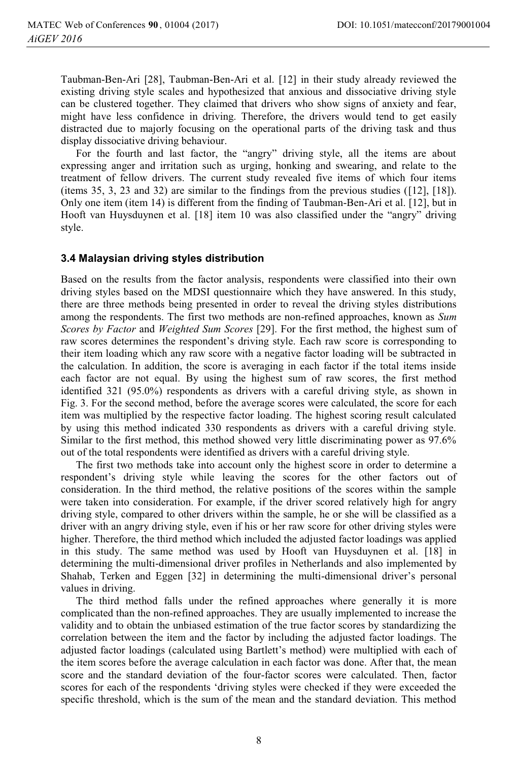Taubman-Ben-Ari [28], Taubman-Ben-Ari et al. [12] in their study already reviewed the existing driving style scales and hypothesized that anxious and dissociative driving style can be clustered together. They claimed that drivers who show signs of anxiety and fear, might have less confidence in driving. Therefore, the drivers would tend to get easily distracted due to majorly focusing on the operational parts of the driving task and thus display dissociative driving behaviour.

For the fourth and last factor, the "angry" driving style, all the items are about expressing anger and irritation such as urging, honking and swearing, and relate to the treatment of fellow drivers. The current study revealed five items of which four items (items 35, 3, 23 and 32) are similar to the findings from the previous studies ([12], [18]). Only one item (item 14) is different from the finding of Taubman-Ben-Ari et al. [12], but in Hooft van Huysduynen et al. [18] item 10 was also classified under the "angry" driving style.

### 3.4 Malaysian driving styles distribution

Based on the results from the factor analysis, respondents were classified into their own driving styles based on the MDSI questionnaire which they have answered. In this study, there are three methods being presented in order to reveal the driving styles distributions among the respondents. The first two methods are non-refined approaches, known as *Sum Scores by Factor* and *Weighted Sum Scores* [29]. For the first method, the highest sum of raw scores determines the respondent's driving style. Each raw score is corresponding to their item loading which any raw score with a negative factor loading will be subtracted in the calculation. In addition, the score is averaging in each factor if the total items inside each factor are not equal. By using the highest sum of raw scores, the first method identified 321 (95.0%) respondents as drivers with a careful driving style, as shown in Fig. 3. For the second method, before the average scores were calculated, the score for each item was multiplied by the respective factor loading. The highest scoring result calculated by using this method indicated 330 respondents as drivers with a careful driving style. Similar to the first method, this method showed very little discriminating power as 97.6% out of the total respondents were identified as drivers with a careful driving style.

The first two methods take into account only the highest score in order to determine a respondent's driving style while leaving the scores for the other factors out of consideration. In the third method, the relative positions of the scores within the sample were taken into consideration. For example, if the driver scored relatively high for angry driving style, compared to other drivers within the sample, he or she will be classified as a driver with an angry driving style, even if his or her raw score for other driving styles were higher. Therefore, the third method which included the adjusted factor loadings was applied in this study. The same method was used by Hooft van Huysduynen et al. [18] in determining the multi-dimensional driver profiles in Netherlands and also implemented by Shahab, Terken and Eggen [32] in determining the multi-dimensional driver's personal values in driving.

The third method falls under the refined approaches where generally it is more complicated than the non-refined approaches. They are usually implemented to increase the validity and to obtain the unbiased estimation of the true factor scores by standardizing the correlation between the item and the factor by including the adjusted factor loadings. The adjusted factor loadings (calculated using Bartlett's method) were multiplied with each of the item scores before the average calculation in each factor was done. After that, the mean score and the standard deviation of the four-factor scores were calculated. Then, factor scores for each of the respondents 'driving styles were checked if they were exceeded the specific threshold, which is the sum of the mean and the standard deviation. This method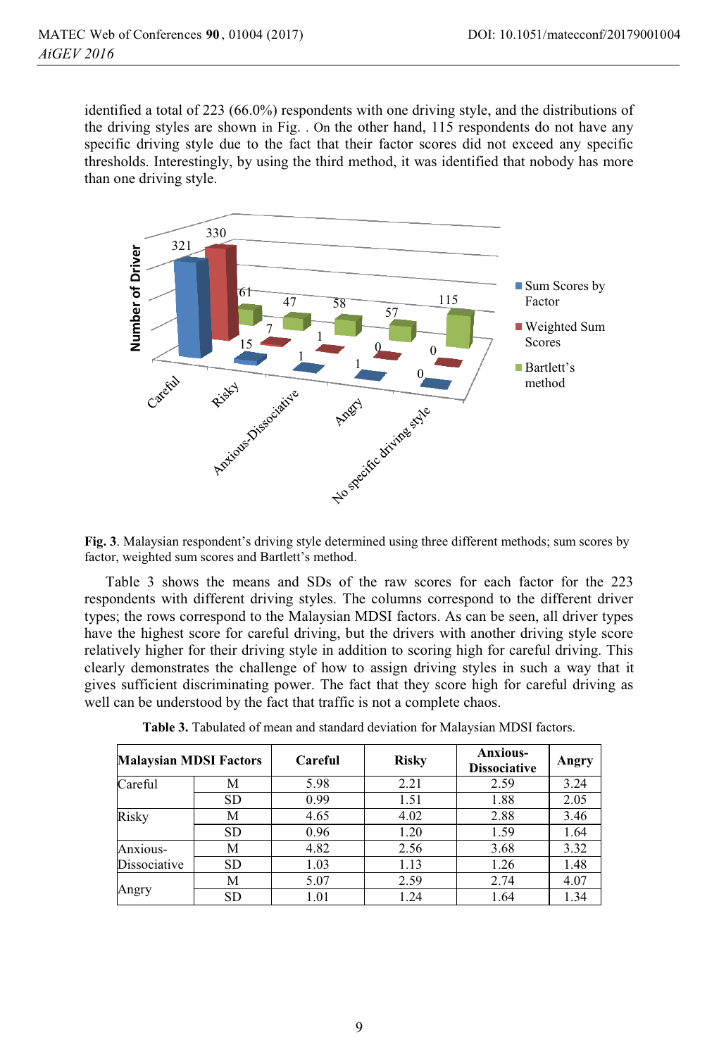identified a total of 223 (66.0%) respondents with one driving style, and the distributions of the driving styles are shown in Fig. . On the other hand, 115 respondents do not have any specific driving style due to the fact that their factor scores did not exceed any specific thresholds. Interestingly, by using the third method, it was identified that nobody has more than one driving style.

**Fig. 3**. Malaysian respondent's driving style determined using three different methods; sum scores by factor, weighted sum scores and Bartlett's method.

Table 3 shows the means and SDs of the raw scores for each factor for the 223 respondents with different driving styles. The columns correspond to the different driver types; the rows correspond to the Malaysian MDSI factors. As can be seen, all driver types have the highest score for careful driving, but the drivers with another driving style score relatively higher for their driving style in addition to scoring high for careful driving. This clearly demonstrates the challenge of how to assign driving styles in such a way that it gives sufficient discriminating power. The fact that they score high for careful driving as well can be understood by the fact that traffic is not a complete chaos.

**Table 3.** Tabulated of mean and standard deviation for Malaysian MDSI factors.

| Malaysian MDSI Factors | | Careful | Risky | Anxious-Dissociative | Angry |
|---|---|---|---|---|---|
| Careful | M | 5.98 | 2.21 | 2.59 | 3.24 |
| | SD | 0.99 | 1.51 | 1.88 | 2.05 |
| Risky | M | 4.65 | 4.02 | 2.88 | 3.46 |
| | SD | 0.96 | 1.20 | 1.59 | 1.64 |
| Anxious-Dissociative | M | 4.82 | 2.56 | 3.68 | 3.32 |
| | SD | 1.03 | 1.13 | 1.26 | 1.48 |
| Angry | M | 5.07 | 2.59 | 2.74 | 4.07 |
| | SD | 1.01 | 1.24 | 1.64 | 1.34 |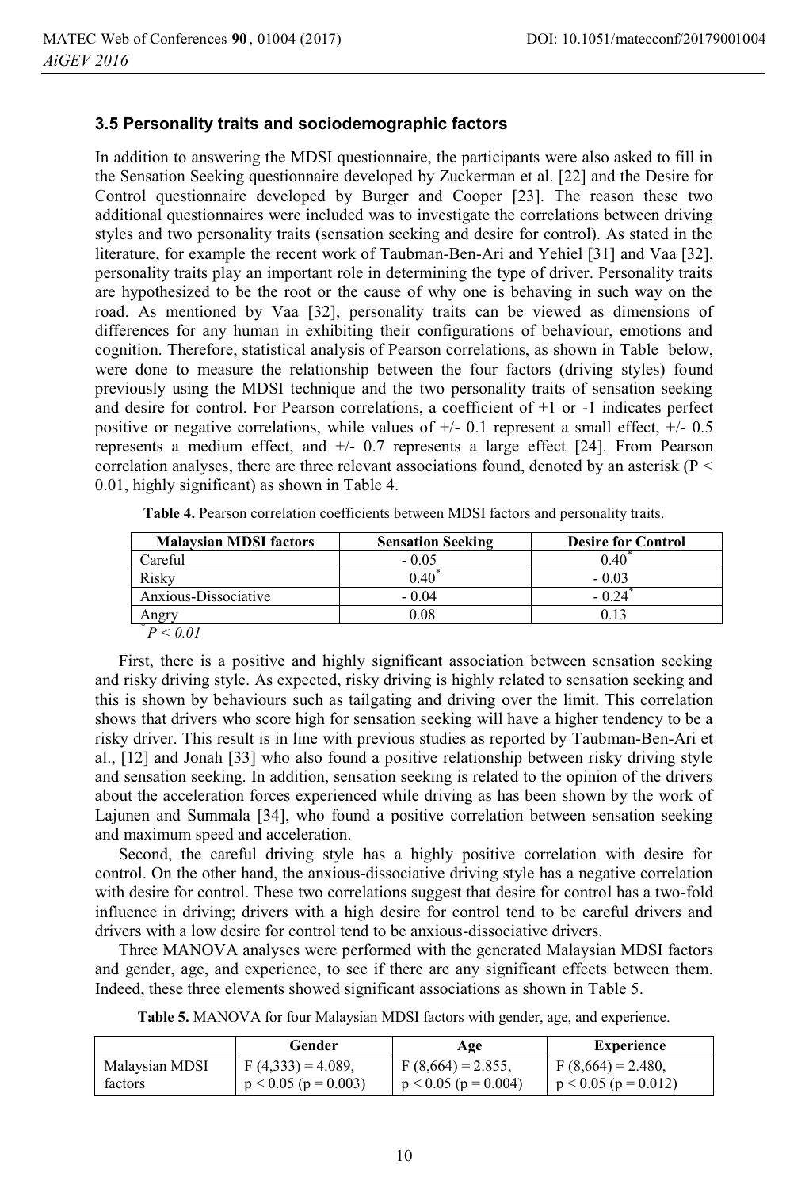### 3.5 Personality traits and sociodemographic factors

In addition to answering the MDSI questionnaire, the participants were also asked to fill in the Sensation Seeking questionnaire developed by Zuckerman et al. [22] and the Desire for Control questionnaire developed by Burger and Cooper [23]. The reason these two additional questionnaires were included was to investigate the correlations between driving styles and two personality traits (sensation seeking and desire for control). As stated in the literature, for example the recent work of Taubman-Ben-Ari and Yehiel [31] and Vaa [32], personality traits play an important role in determining the type of driver. Personality traits are hypothesized to be the root or the cause of why one is behaving in such way on the road. As mentioned by Vaa [32], personality traits can be viewed as dimensions of differences for any human in exhibiting their configurations of behaviour, emotions and cognition. Therefore, statistical analysis of Pearson correlations, as shown in Table below, were done to measure the relationship between the four factors (driving styles) found previously using the MDSI technique and the two personality traits of sensation seeking and desire for control. For Pearson correlations, a coefficient of +1 or -1 indicates perfect positive or negative correlations, while values of +/- 0.1 represent a small effect, +/- 0.5 represents a medium effect, and +/- 0.7 represents a large effect [24]. From Pearson correlation analyses, there are three relevant associations found, denoted by an asterisk ($P < 0.01$, highly significant) as shown in Table 4.

**Table 4.** Pearson correlation coefficients between MDSI factors and personality traits.

| Malaysian MDSI factors | Sensation Seeking | Desire for Control |
|---|---|---|
| Careful | - 0.05 | 0.40* |
| Risky | 0.40* | - 0.03 |
| Anxious-Dissociative | - 0.04 | - 0.24* |
| Angry | 0.08 | 0.13 |

*$P < 0.01$

First, there is a positive and highly significant association between sensation seeking and risky driving style. As expected, risky driving is highly related to sensation seeking and this is shown by behaviours such as tailgating and driving over the limit. This correlation shows that drivers who score high for sensation seeking will have a higher tendency to be a risky driver. This result is in line with previous studies as reported by Taubman-Ben-Ari et al., [12] and Jonah [33] who also found a positive relationship between risky driving style and sensation seeking. In addition, sensation seeking is related to the opinion of the drivers about the acceleration forces experienced while driving as has been shown by the work of Lajunen and Summala [34], who found a positive correlation between sensation seeking and maximum speed and acceleration.

Second, the careful driving style has a highly positive correlation with desire for control. On the other hand, the anxious-dissociative driving style has a negative correlation with desire for control. These two correlations suggest that desire for control has a two-fold influence in driving; drivers with a high desire for control tend to be careful drivers and drivers with a low desire for control tend to be anxious-dissociative drivers.

Three MANOVA analyses were performed with the generated Malaysian MDSI factors and gender, age, and experience, to see if there are any significant effects between them. Indeed, these three elements showed significant associations as shown in Table 5.

**Table 5.** MANOVA for four Malaysian MDSI factors with gender, age, and experience.

| | Gender | Age | Experience |
|---|---|---|---|
| Malaysian MDSI factors | $F(4,333) = 4.089$, $p < 0.05$ ($p = 0.003$) | $F(8,664) = 2.855$, $p < 0.05$ ($p = 0.004$) | $F(8,664) = 2.480$, $p < 0.05$ ($p = 0.012$) |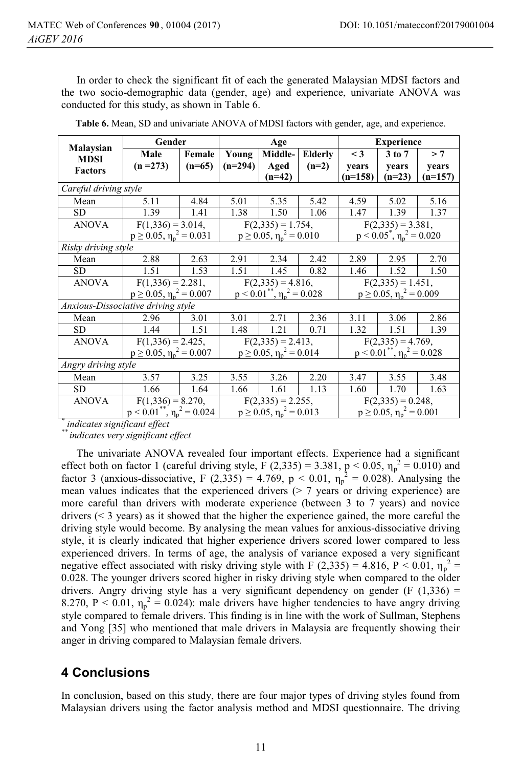In order to check the significant fit of each the generated Malaysian MDSI factors and the two socio-demographic data (gender, age) and experience, univariate ANOVA was conducted for this study, as shown in Table 6.

**Table 6.** Mean, SD and univariate ANOVA of MDSI factors with gender, age, and experience.

| Malaysian MDSI Factors | Gender | | Age | | | Experience | | |
|---|---|---|---|---|---|---|---|---|
| | Male (n =273) | Female (n=65) | Young (n=294) | Middle-Aged (n=42) | Elderly (n=2) | < 3 years (n=158) | 3 to 7 years (n=23) | > 7 years (n=157) |
| *Careful driving style* | | | | | | | | |
| Mean | 5.11 | 4.84 | 5.01 | 5.35 | 5.42 | 4.59 | 5.02 | 5.16 |
| SD | 1.39 | 1.41 | 1.38 | 1.50 | 1.06 | 1.47 | 1.39 | 1.37 |
| ANOVA | $F(1,336) = 3.014$, $p \geq 0.05$, $\eta_p^2 = 0.031$ | | $F(2,335) = 1.754$, $p \geq 0.05$, $\eta_p^2 = 0.010$ | | | $F(2,335) = 3.381$, $p < 0.05^{*}$, $\eta_p^2 = 0.020$ | | |
| *Risky driving style* | | | | | | | | |
| Mean | 2.88 | 2.63 | 2.91 | 2.34 | 2.42 | 2.89 | 2.95 | 2.70 |
| SD | 1.51 | 1.53 | 1.51 | 1.45 | 0.82 | 1.46 | 1.52 | 1.50 |
| ANOVA | $F(1,336) = 2.281$, $p \geq 0.05$, $\eta_p^2 = 0.007$ | | $F(2,335) = 4.816$, $p < 0.01^{**}$, $\eta_p^2 = 0.028$ | | | $F(2,335) = 1.451$, $p \geq 0.05$, $\eta_p^2 = 0.009$ | | |
| *Anxious-Dissociative driving style* | | | | | | | | |
| Mean | 2.96 | 3.01 | 3.01 | 2.71 | 2.36 | 3.11 | 3.06 | 2.86 |
| SD | 1.44 | 1.51 | 1.48 | 1.21 | 0.71 | 1.32 | 1.51 | 1.39 |
| ANOVA | $F(1,336) = 2.425$, $p \geq 0.05$, $\eta_p^2 = 0.007$ | | $F(2,335) = 2.413$, $p \geq 0.05$, $\eta_p^2 = 0.014$ | | | $F(2,335) = 4.769$, $p < 0.01^{**}$, $\eta_p^2 = 0.028$ | | |
| *Angry driving style* | | | | | | | | |
| Mean | 3.57 | 3.25 | 3.55 | 3.26 | 2.20 | 3.47 | 3.55 | 3.48 |
| SD | 1.66 | 1.64 | 1.66 | 1.61 | 1.13 | 1.60 | 1.70 | 1.63 |
| ANOVA | $F(1,336) = 8.270$, $p < 0.01^{**}$, $\eta_p^2 = 0.024$ | | $F(2,335) = 2.255$, $p \geq 0.05$, $\eta_p^2 = 0.013$ | | | $F(2,335) = 0.248$, $p \geq 0.05$, $\eta_p^2 = 0.001$ | | |

$^{*}$ *indicates significant effect*
$^{**}$ *indicates very significant effect*

The univariate ANOVA revealed four important effects. Experience had a significant effect both on factor 1 (careful driving style, $F(2,335) = 3.381$, $p < 0.05$, $\eta_p^2 = 0.010$) and factor 3 (anxious-dissociative, $F(2,335) = 4.769$, $p < 0.01$, $\eta_p^2 = 0.028$). Analysing the mean values indicates that the experienced drivers (> 7 years or driving experience) are more careful than drivers with moderate experience (between 3 to 7 years) and novice drivers (< 3 years) as it showed that the higher the experience gained, the more careful the driving style would become. By analysing the mean values for anxious-dissociative driving style, it is clearly indicated that higher experience drivers scored lower compared to less experienced drivers. In terms of age, the analysis of variance exposed a very significant negative effect associated with risky driving style with $F(2,335) = 4.816$, $P < 0.01$, $\eta_p^2 = 0.028$. The younger drivers scored higher in risky driving style when compared to the older drivers. Angry driving style has a very significant dependency on gender ($F(1,336) = 8.270$, $P < 0.01$, $\eta_p^2 = 0.024$): male drivers have higher tendencies to have angry driving style compared to female drivers. This finding is in line with the work of Sullman, Stephens and Yong [35] who mentioned that male drivers in Malaysia are frequently showing their anger in driving compared to Malaysian female drivers.

## 4 Conclusions

In conclusion, based on this study, there are four major types of driving styles found from Malaysian drivers using the factor analysis method and MDSI questionnaire. The driving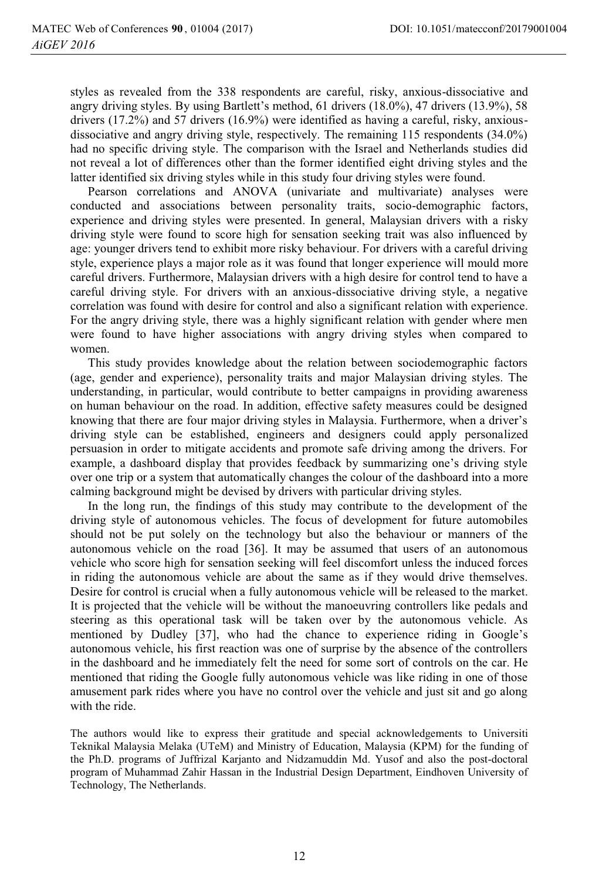styles as revealed from the 338 respondents are careful, risky, anxious-dissociative and angry driving styles. By using Bartlett's method, 61 drivers (18.0%), 47 drivers (13.9%), 58 drivers (17.2%) and 57 drivers (16.9%) were identified as having a careful, risky, anxious-dissociative and angry driving style, respectively. The remaining 115 respondents (34.0%) had no specific driving style. The comparison with the Israel and Netherlands studies did not reveal a lot of differences other than the former identified eight driving styles and the latter identified six driving styles while in this study four driving styles were found.

Pearson correlations and ANOVA (univariate and multivariate) analyses were conducted and associations between personality traits, socio-demographic factors, experience and driving styles were presented. In general, Malaysian drivers with a risky driving style were found to score high for sensation seeking trait was also influenced by age: younger drivers tend to exhibit more risky behaviour. For drivers with a careful driving style, experience plays a major role as it was found that longer experience will mould more careful drivers. Furthermore, Malaysian drivers with a high desire for control tend to have a careful driving style. For drivers with an anxious-dissociative driving style, a negative correlation was found with desire for control and also a significant relation with experience. For the angry driving style, there was a highly significant relation with gender where men were found to have higher associations with angry driving styles when compared to women.

This study provides knowledge about the relation between sociodemographic factors (age, gender and experience), personality traits and major Malaysian driving styles. The understanding, in particular, would contribute to better campaigns in providing awareness on human behaviour on the road. In addition, effective safety measures could be designed knowing that there are four major driving styles in Malaysia. Furthermore, when a driver's driving style can be established, engineers and designers could apply personalized persuasion in order to mitigate accidents and promote safe driving among the drivers. For example, a dashboard display that provides feedback by summarizing one's driving style over one trip or a system that automatically changes the colour of the dashboard into a more calming background might be devised by drivers with particular driving styles.

In the long run, the findings of this study may contribute to the development of the driving style of autonomous vehicles. The focus of development for future automobiles should not be put solely on the technology but also the behaviour or manners of the autonomous vehicle on the road [36]. It may be assumed that users of an autonomous vehicle who score high for sensation seeking will feel discomfort unless the induced forces in riding the autonomous vehicle are about the same as if they would drive themselves. Desire for control is crucial when a fully autonomous vehicle will be released to the market. It is projected that the vehicle will be without the manoeuvring controllers like pedals and steering as this operational task will be taken over by the autonomous vehicle. As mentioned by Dudley [37], who had the chance to experience riding in Google's autonomous vehicle, his first reaction was one of surprise by the absence of the controllers in the dashboard and he immediately felt the need for some sort of controls on the car. He mentioned that riding the Google fully autonomous vehicle was like riding in one of those amusement park rides where you have no control over the vehicle and just sit and go along with the ride.

The authors would like to express their gratitude and special acknowledgements to Universiti Teknikal Malaysia Melaka (UTeM) and Ministry of Education, Malaysia (KPM) for the funding of the Ph.D. programs of Juffrizal Karjanto and Nidzamuddin Md. Yusof and also the post-doctoral program of Muhammad Zahir Hassan in the Industrial Design Department, Eindhoven University of Technology, The Netherlands.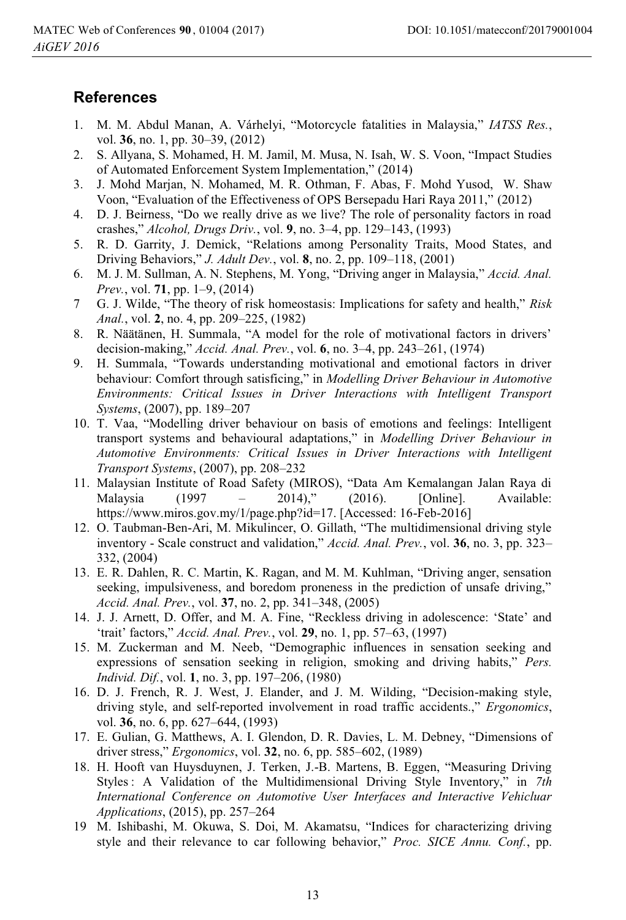## References

1. M. M. Abdul Manan, A. Várhelyi, "Motorcycle fatalities in Malaysia," *IATSS Res.*, vol. **36**, no. 1, pp. 30–39, (2012)
2. S. Allyana, S. Mohamed, H. M. Jamil, M. Musa, N. Isah, W. S. Voon, "Impact Studies of Automated Enforcement System Implementation," (2014)
3. J. Mohd Marjan, N. Mohamed, M. R. Othman, F. Abas, F. Mohd Yusod, W. Shaw Voon, "Evaluation of the Effectiveness of OPS Bersepadu Hari Raya 2011," (2012)
4. D. J. Beirness, "Do we really drive as we live? The role of personality factors in road crashes," *Alcohol, Drugs Driv.*, vol. **9**, no. 3–4, pp. 129–143, (1993)
5. R. D. Garrity, J. Demick, "Relations among Personality Traits, Mood States, and Driving Behaviors," *J. Adult Dev.*, vol. **8**, no. 2, pp. 109–118, (2001)
6. M. J. M. Sullman, A. N. Stephens, M. Yong, "Driving anger in Malaysia," *Accid. Anal. Prev.*, vol. **71**, pp. 1–9, (2014)
7. G. J. Wilde, "The theory of risk homeostasis: Implications for safety and health," *Risk Anal.*, vol. **2**, no. 4, pp. 209–225, (1982)
8. R. Näätänen, H. Summala, "A model for the role of motivational factors in drivers' decision-making," *Accid. Anal. Prev.*, vol. **6**, no. 3–4, pp. 243–261, (1974)
9. H. Summala, "Towards understanding motivational and emotional factors in driver behaviour: Comfort through satisficing," in *Modelling Driver Behaviour in Automotive Environments: Critical Issues in Driver Interactions with Intelligent Transport Systems*, (2007), pp. 189–207
10. T. Vaa, "Modelling driver behaviour on basis of emotions and feelings: Intelligent transport systems and behavioural adaptations," in *Modelling Driver Behaviour in Automotive Environments: Critical Issues in Driver Interactions with Intelligent Transport Systems*, (2007), pp. 208–232
11. Malaysian Institute of Road Safety (MIROS), "Data Am Kemalangan Jalan Raya di Malaysia (1997 – 2014)," (2016). [Online]. Available: https://www.miros.gov.my/1/page.php?id=17. [Accessed: 16-Feb-2016]
12. O. Taubman-Ben-Ari, M. Mikulincer, O. Gillath, "The multidimensional driving style inventory - Scale construct and validation," *Accid. Anal. Prev.*, vol. **36**, no. 3, pp. 323–332, (2004)
13. E. R. Dahlen, R. C. Martin, K. Ragan, and M. M. Kuhlman, "Driving anger, sensation seeking, impulsiveness, and boredom proneness in the prediction of unsafe driving," *Accid. Anal. Prev.*, vol. **37**, no. 2, pp. 341–348, (2005)
14. J. J. Arnett, D. Offer, and M. A. Fine, "Reckless driving in adolescence: 'State' and 'trait' factors," *Accid. Anal. Prev.*, vol. **29**, no. 1, pp. 57–63, (1997)
15. M. Zuckerman and M. Neeb, "Demographic influences in sensation seeking and expressions of sensation seeking in religion, smoking and driving habits," *Pers. Individ. Dif.*, vol. **1**, no. 3, pp. 197–206, (1980)
16. D. J. French, R. J. West, J. Elander, and J. M. Wilding, "Decision-making style, driving style, and self-reported involvement in road traffic accidents.," *Ergonomics*, vol. **36**, no. 6, pp. 627–644, (1993)
17. E. Gulian, G. Matthews, A. I. Glendon, D. R. Davies, L. M. Debney, "Dimensions of driver stress," *Ergonomics*, vol. **32**, no. 6, pp. 585–602, (1989)
18. H. Hooft van Huysduynen, J. Terken, J.-B. Martens, B. Eggen, "Measuring Driving Styles : A Validation of the Multidimensional Driving Style Inventory," in *7th International Conference on Automotive User Interfaces and Interactive Vehicluar Applications*, (2015), pp. 257–264
19. M. Ishibashi, M. Okuwa, S. Doi, M. Akamatsu, "Indices for characterizing driving style and their relevance to car following behavior," *Proc. SICE Annu. Conf.*, pp.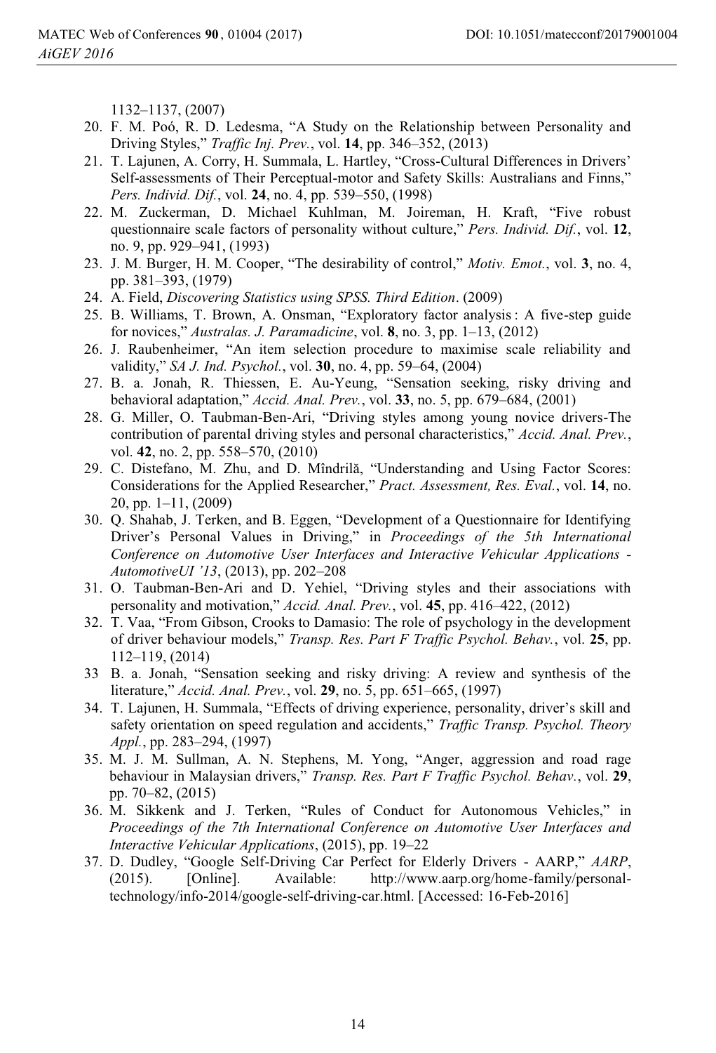1132–1137, (2007)

20. F. M. Poó, R. D. Ledesma, "A Study on the Relationship between Personality and Driving Styles," *Traffic Inj. Prev.*, vol. **14**, pp. 346–352, (2013)
21. T. Lajunen, A. Corry, H. Summala, L. Hartley, "Cross-Cultural Differences in Drivers' Self-assessments of Their Perceptual-motor and Safety Skills: Australians and Finns," *Pers. Individ. Dif.*, vol. **24**, no. 4, pp. 539–550, (1998)
22. M. Zuckerman, D. Michael Kuhlman, M. Joireman, H. Kraft, "Five robust questionnaire scale factors of personality without culture," *Pers. Individ. Dif.*, vol. **12**, no. 9, pp. 929–941, (1993)
23. J. M. Burger, H. M. Cooper, "The desirability of control," *Motiv. Emot.*, vol. **3**, no. 4, pp. 381–393, (1979)
24. A. Field, *Discovering Statistics using SPSS. Third Edition*. (2009)
25. B. Williams, T. Brown, A. Onsman, "Exploratory factor analysis : A five-step guide for novices," *Australas. J. Paramadicine*, vol. **8**, no. 3, pp. 1–13, (2012)
26. J. Raubenheimer, "An item selection procedure to maximise scale reliability and validity," *SA J. Ind. Psychol.*, vol. **30**, no. 4, pp. 59–64, (2004)
27. B. a. Jonah, R. Thiessen, E. Au-Yeung, "Sensation seeking, risky driving and behavioral adaptation," *Accid. Anal. Prev.*, vol. **33**, no. 5, pp. 679–684, (2001)
28. G. Miller, O. Taubman-Ben-Ari, "Driving styles among young novice drivers-The contribution of parental driving styles and personal characteristics," *Accid. Anal. Prev.*, vol. **42**, no. 2, pp. 558–570, (2010)
29. C. Distefano, M. Zhu, and D. Mîndrilă, "Understanding and Using Factor Scores: Considerations for the Applied Researcher," *Pract. Assessment, Res. Eval.*, vol. **14**, no. 20, pp. 1–11, (2009)
30. Q. Shahab, J. Terken, and B. Eggen, "Development of a Questionnaire for Identifying Driver's Personal Values in Driving," in *Proceedings of the 5th International Conference on Automotive User Interfaces and Interactive Vehicular Applications - AutomotiveUI '13*, (2013), pp. 202–208
31. O. Taubman-Ben-Ari and D. Yehiel, "Driving styles and their associations with personality and motivation," *Accid. Anal. Prev.*, vol. **45**, pp. 416–422, (2012)
32. T. Vaa, "From Gibson, Crooks to Damasio: The role of psychology in the development of driver behaviour models," *Transp. Res. Part F Traffic Psychol. Behav.*, vol. **25**, pp. 112–119, (2014)
33. B. a. Jonah, "Sensation seeking and risky driving: A review and synthesis of the literature," *Accid. Anal. Prev.*, vol. **29**, no. 5, pp. 651–665, (1997)
34. T. Lajunen, H. Summala, "Effects of driving experience, personality, driver's skill and safety orientation on speed regulation and accidents," *Traffic Transp. Psychol. Theory Appl.*, pp. 283–294, (1997)
35. M. J. M. Sullman, A. N. Stephens, M. Yong, "Anger, aggression and road rage behaviour in Malaysian drivers," *Transp. Res. Part F Traffic Psychol. Behav*., vol. **29**, pp. 70–82, (2015)
36. M. Sikkenk and J. Terken, "Rules of Conduct for Autonomous Vehicles," in *Proceedings of the 7th International Conference on Automotive User Interfaces and Interactive Vehicular Applications*, (2015), pp. 19–22
37. D. Dudley, "Google Self-Driving Car Perfect for Elderly Drivers - AARP," *AARP*, (2015). [Online]. Available: http://www.aarp.org/home-family/personal-technology/info-2014/google-self-driving-car.html. [Accessed: 16-Feb-2016]